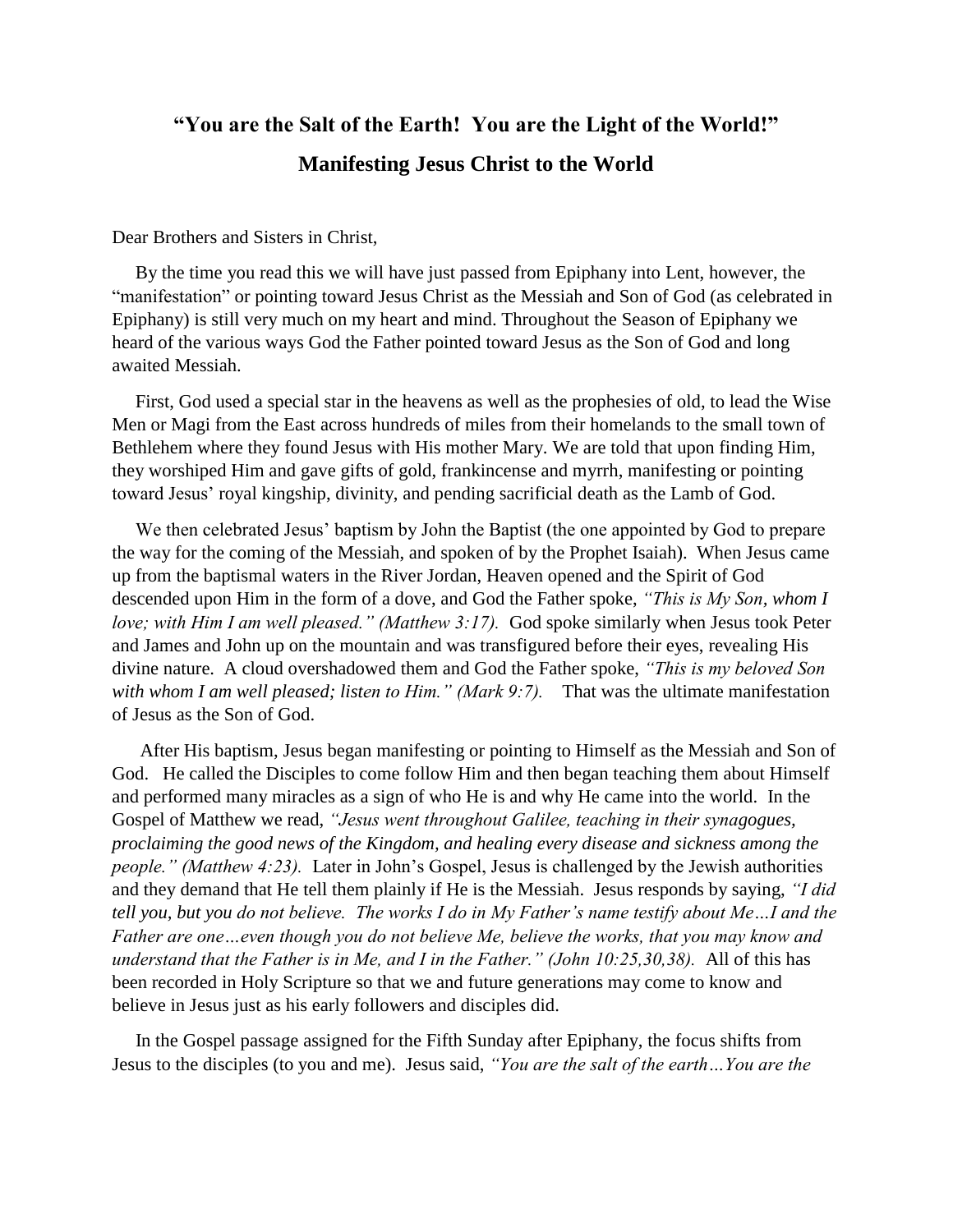## "You are the Salt of the Earth! You are the Light of the World!"

## Manifesting Jesus Christ to the World

Dear Brothers and Sisters in Christ,

By the time you read this we will have just passed from Epiphany into Lent, however, the "manifestation" or pointing toward Jesus Christ as the Messiah and Son of God (as celebrated in Epiphany) is still very much on my heart and mind. Throughout the Season of Epiphany we heard of the various ways God the Father pointed toward Jesus as the Son of God and long awaited Messiah.

First, God used a special star in the heavens as well as the prophesies of old, to lead the Wise Men or Magi from the East across hundreds of miles from their homelands to the small town of Bethlehem where they found Jesus with His mother Mary. We are told that upon finding Him, they worshiped Him and gave gifts of gold, frankincense and myrrh, manifesting or pointing toward Jesus' royal kingship, divinity, and pending sacrificial death as the Lamb of God.

We then celebrated Jesus' baptism by John the Baptist (the one appointed by God to prepare the way for the coming of the Messiah, and spoken of by the Prophet Isaiah). When Jesus came up from the baptismal waters in the River Jordan, Heaven opened and the Spirit of God descended upon Him in the form of a dove, and God the Father spoke, *"This is My Son, whom I love; with Him I am well pleased." (Matthew 3:17).* God spoke similarly when Jesus took Peter and James and John up on the mountain and was transfigured before their eyes, revealing His divine nature. A cloud overshadowed them and God the Father spoke, *"This is my beloved Son with whom I am well pleased; listen to Him." (Mark 9:7).* That was the ultimate manifestation of Jesus as the Son of God.

After His baptism, Jesus began manifesting or pointing to Himself as the Messiah and Son of God. He called the Disciples to come follow Him and then began teaching them about Himself and performed many miracles as a sign of who He is and why He came into the world. In the Gospel of Matthew we read, *"Jesus went throughout Galilee, teaching in their synagogues, proclaiming the good news of the Kingdom, and healing every disease and sickness among the people." (Matthew 4:23).* Later in John's Gospel, Jesus is challenged by the Jewish authorities and they demand that He tell them plainly if He is the Messiah. Jesus responds by saying, *"I did tell you, but you do not believe. The works I do in My Father's name testify about Me…I and the Father are one…even though you do not believe Me, believe the works, that you may know and understand that the Father is in Me, and I in the Father." (John 10:25,30,38).* All of this has been recorded in Holy Scripture so that we and future generations may come to know and believe in Jesus just as his early followers and disciples did.

In the Gospel passage assigned for the Fifth Sunday after Epiphany, the focus shifts from Jesus to the disciples (to you and me). Jesus said, *"You are the salt of the earth…You are the*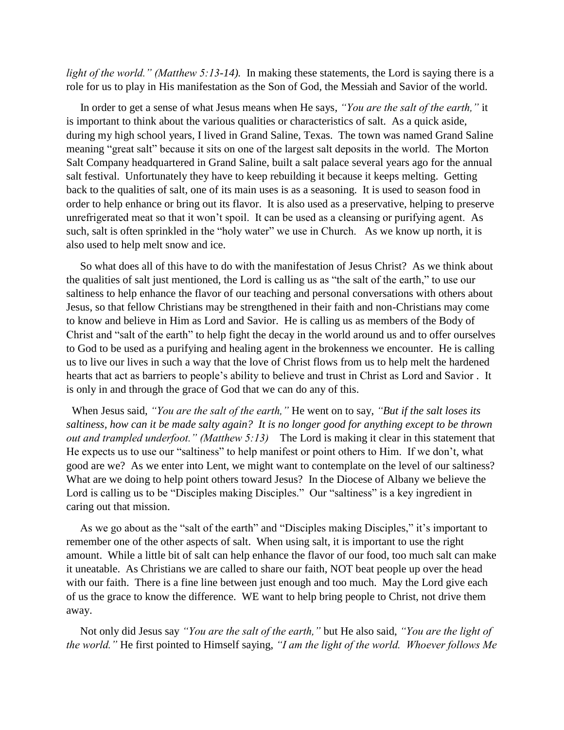*light of the world." (Matthew 5:13-14).* In making these statements, the Lord is saying there is a role for us to play in His manifestation as the Son of God, the Messiah and Savior of the world.

In order to get a sense of what Jesus means when He says, *"You are the salt of the earth,"* it is important to think about the various qualities or characteristics of salt. As a quick aside, during my high school years, I lived in Grand Saline, Texas. The town was named Grand Saline meaning "great salt" because it sits on one of the largest salt deposits in the world. The Morton Salt Company headquartered in Grand Saline, built a salt palace several years ago for the annual salt festival. Unfortunately they have to keep rebuilding it because it keeps melting. Getting back to the qualities of salt, one of its main uses is as a seasoning. It is used to season food in order to help enhance or bring out its flavor. It is also used as a preservative, helping to preserve unrefrigerated meat so that it won't spoil. It can be used as a cleansing or purifying agent. As such, salt is often sprinkled in the "holy water" we use in Church. As we know up north, it is also used to help melt snow and ice.

So what does all of this have to do with the manifestation of Jesus Christ? As we think about the qualities of salt just mentioned, the Lord is calling us as "the salt of the earth," to use our saltiness to help enhance the flavor of our teaching and personal conversations with others about Jesus, so that fellow Christians may be strengthened in their faith and non-Christians may come to know and believe in Him as Lord and Savior. He is calling us as members of the Body of Christ and "salt of the earth" to help fight the decay in the world around us and to offer ourselves to God to be used as a purifying and healing agent in the brokenness we encounter. He is calling us to live our lives in such a way that the love of Christ flows from us to help melt the hardened hearts that act as barriers to people's ability to believe and trust in Christ as Lord and Savior . It is only in and through the grace of God that we can do any of this.

When Jesus said, *"You are the salt of the earth,"* He went on to say, *"But if the salt loses its saltiness, how can it be made salty again? It is no longer good for anything except to be thrown out and trampled underfoot." (Matthew 5:13)* The Lord is making it clear in this statement that He expects us to use our "saltiness" to help manifest or point others to Him. If we don't, what good are we? As we enter into Lent, we might want to contemplate on the level of our saltiness? What are we doing to help point others toward Jesus? In the Diocese of Albany we believe the Lord is calling us to be "Disciples making Disciples." Our "saltiness" is a key ingredient in caring out that mission.

As we go about as the "salt of the earth" and "Disciples making Disciples," it's important to remember one of the other aspects of salt. When using salt, it is important to use the right amount. While a little bit of salt can help enhance the flavor of our food, too much salt can make it uneatable. As Christians we are called to share our faith, NOT beat people up over the head with our faith. There is a fine line between just enough and too much. May the Lord give each of us the grace to know the difference. WE want to help bring people to Christ, not drive them away.

Not only did Jesus say *"You are the salt of the earth,"* but He also said, *"You are the light of the world."* He first pointed to Himself saying, *"I am the light of the world. Whoever follows Me*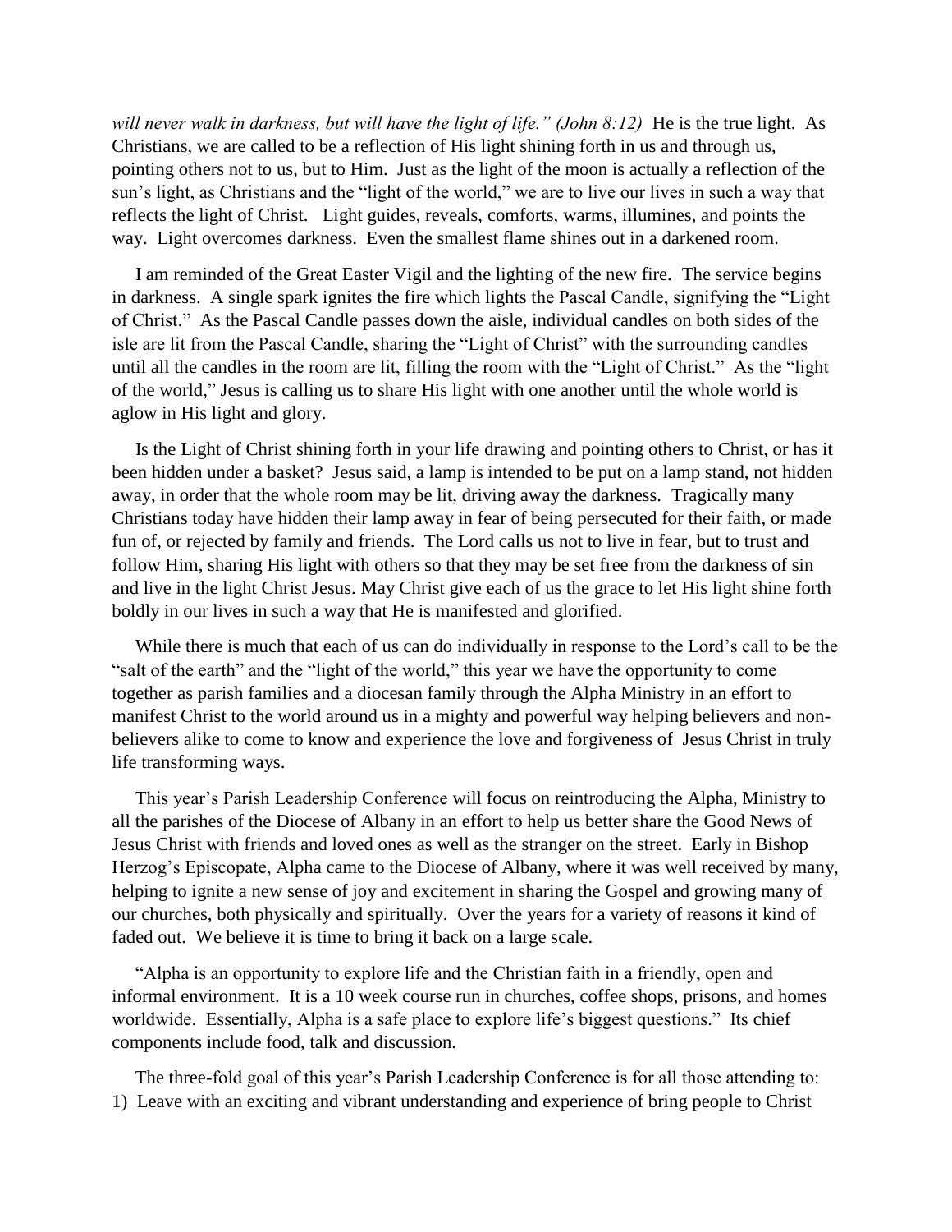*will never walk in darkness, but will have the light of life." (John 8:12)* He is the true light. As Christians, we are called to be a reflection of His light shining forth in us and through us, pointing others not to us, but to Him. Just as the light of the moon is actually a reflection of the sun's light, as Christians and the "light of the world," we are to live our lives in such a way that reflects the light of Christ. Light guides, reveals, comforts, warms, illumines, and points the way. Light overcomes darkness. Even the smallest flame shines out in a darkened room.

I am reminded of the Great Easter Vigil and the lighting of the new fire. The service begins in darkness. A single spark ignites the fire which lights the Pascal Candle, signifying the "Light of Christ." As the Pascal Candle passes down the aisle, individual candles on both sides of the isle are lit from the Pascal Candle, sharing the "Light of Christ" with the surrounding candles until all the candles in the room are lit, filling the room with the "Light of Christ." As the "light of the world," Jesus is calling us to share His light with one another until the whole world is aglow in His light and glory.

Is the Light of Christ shining forth in your life drawing and pointing others to Christ, or has it been hidden under a basket? Jesus said, a lamp is intended to be put on a lamp stand, not hidden away, in order that the whole room may be lit, driving away the darkness. Tragically many Christians today have hidden their lamp away in fear of being persecuted for their faith, or made fun of, or rejected by family and friends. The Lord calls us not to live in fear, but to trust and follow Him, sharing His light with others so that they may be set free from the darkness of sin and live in the light Christ Jesus. May Christ give each of us the grace to let His light shine forth boldly in our lives in such a way that He is manifested and glorified.

While there is much that each of us can do individually in response to the Lord's call to be the "salt of the earth" and the "light of the world," this year we have the opportunity to come together as parish families and a diocesan family through the Alpha Ministry in an effort to manifest Christ to the world around us in a mighty and powerful way helping believers and non-believers alike to come to know and experience the love and forgiveness of Jesus Christ in truly life transforming ways.

This year's Parish Leadership Conference will focus on reintroducing the Alpha, Ministry to all the parishes of the Diocese of Albany in an effort to help us better share the Good News of Jesus Christ with friends and loved ones as well as the stranger on the street. Early in Bishop Herzog's Episcopate, Alpha came to the Diocese of Albany, where it was well received by many, helping to ignite a new sense of joy and excitement in sharing the Gospel and growing many of our churches, both physically and spiritually. Over the years for a variety of reasons it kind of faded out. We believe it is time to bring it back on a large scale.

"Alpha is an opportunity to explore life and the Christian faith in a friendly, open and informal environment. It is a 10 week course run in churches, coffee shops, prisons, and homes worldwide. Essentially, Alpha is a safe place to explore life's biggest questions." Its chief components include food, talk and discussion.

The three-fold goal of this year's Parish Leadership Conference is for all those attending to:

1) Leave with an exciting and vibrant understanding and experience of bring people to Christ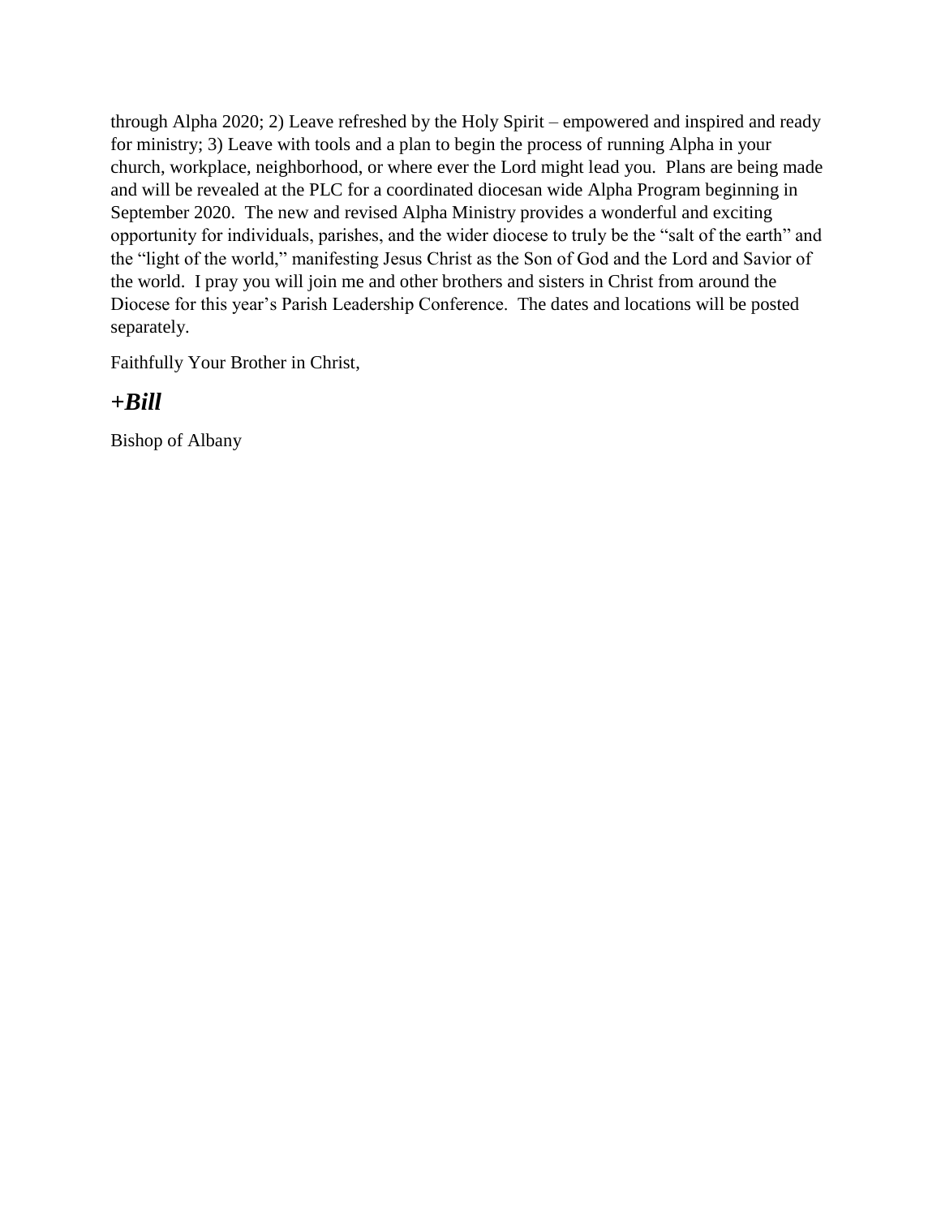through Alpha 2020; 2) Leave refreshed by the Holy Spirit – empowered and inspired and ready for ministry; 3) Leave with tools and a plan to begin the process of running Alpha in your church, workplace, neighborhood, or where ever the Lord might lead you. Plans are being made and will be revealed at the PLC for a coordinated diocesan wide Alpha Program beginning in September 2020. The new and revised Alpha Ministry provides a wonderful and exciting opportunity for individuals, parishes, and the wider diocese to truly be the "salt of the earth" and the "light of the world," manifesting Jesus Christ as the Son of God and the Lord and Savior of the world. I pray you will join me and other brothers and sisters in Christ from around the Diocese for this year's Parish Leadership Conference. The dates and locations will be posted separately.

Faithfully Your Brother in Christ,

***+Bill***

Bishop of Albany